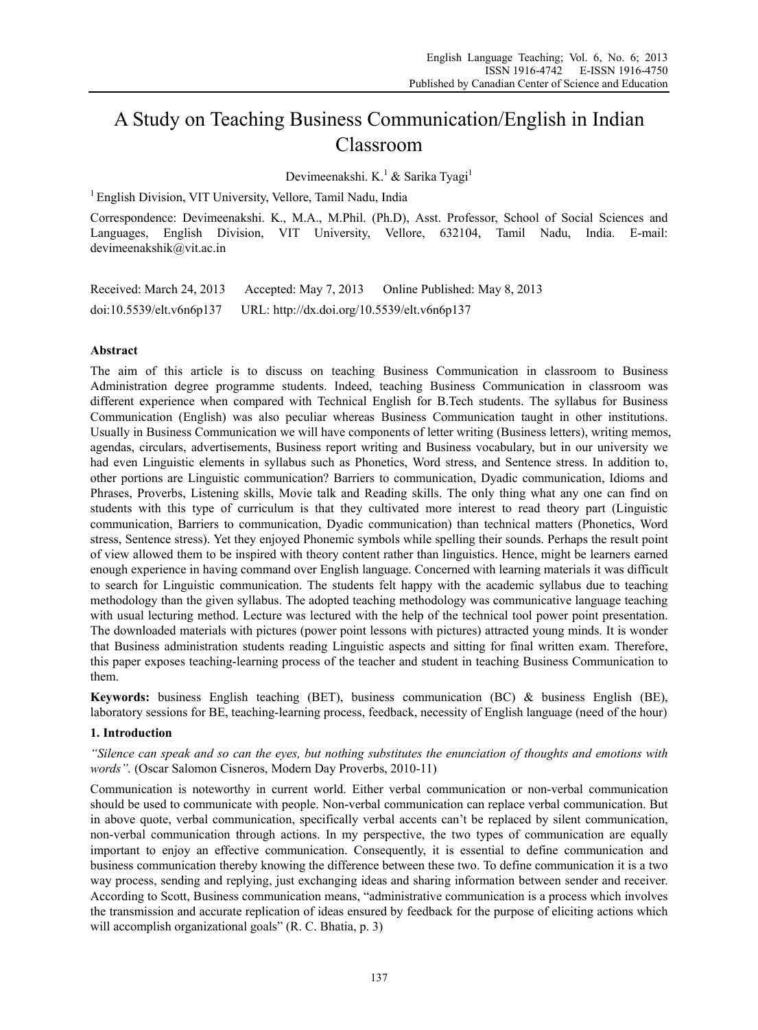# A Study on Teaching Business Communication/English in Indian Classroom

Devimeenakshi. K.[1] & Sarika Tyagi[1]

[1] English Division, VIT University, Vellore, Tamil Nadu, India

Correspondence: Devimeenakshi. K., M.A., M.Phil. (Ph.D), Asst. Professor, School of Social Sciences and Languages, English Division, VIT University, Vellore, 632104, Tamil Nadu, India. E-mail: devimeenakshik@vit.ac.in

Received: March 24, 2013 Accepted: May 7, 2013 Online Published: May 8, 2013

doi:10.5539/elt.v6n6p137 URL: http://dx.doi.org/10.5539/elt.v6n6p137

## Abstract

The aim of this article is to discuss on teaching Business Communication in classroom to Business Administration degree programme students. Indeed, teaching Business Communication in classroom was different experience when compared with Technical English for B.Tech students. The syllabus for Business Communication (English) was also peculiar whereas Business Communication taught in other institutions. Usually in Business Communication we will have components of letter writing (Business letters), writing memos, agendas, circulars, advertisements, Business report writing and Business vocabulary, but in our university we had even Linguistic elements in syllabus such as Phonetics, Word stress, and Sentence stress. In addition to, other portions are Linguistic communication? Barriers to communication, Dyadic communication, Idioms and Phrases, Proverbs, Listening skills, Movie talk and Reading skills. The only thing what any one can find on students with this type of curriculum is that they cultivated more interest to read theory part (Linguistic communication, Barriers to communication, Dyadic communication) than technical matters (Phonetics, Word stress, Sentence stress). Yet they enjoyed Phonemic symbols while spelling their sounds. Perhaps the result point of view allowed them to be inspired with theory content rather than linguistics. Hence, might be learners earned enough experience in having command over English language. Concerned with learning materials it was difficult to search for Linguistic communication. The students felt happy with the academic syllabus due to teaching methodology than the given syllabus. The adopted teaching methodology was communicative language teaching with usual lecturing method. Lecture was lectured with the help of the technical tool power point presentation. The downloaded materials with pictures (power point lessons with pictures) attracted young minds. It is wonder that Business administration students reading Linguistic aspects and sitting for final written exam. Therefore, this paper exposes teaching-learning process of the teacher and student in teaching Business Communication to them.

**Keywords:** business English teaching (BET), business communication (BC) & business English (BE), laboratory sessions for BE, teaching-learning process, feedback, necessity of English language (need of the hour)

## 1. Introduction

*"Silence can speak and so can the eyes, but nothing substitutes the enunciation of thoughts and emotions with words".* (Oscar Salomon Cisneros, Modern Day Proverbs, 2010-11)

Communication is noteworthy in current world. Either verbal communication or non-verbal communication should be used to communicate with people. Non-verbal communication can replace verbal communication. But in above quote, verbal communication, specifically verbal accents can't be replaced by silent communication, non-verbal communication through actions. In my perspective, the two types of communication are equally important to enjoy an effective communication. Consequently, it is essential to define communication and business communication thereby knowing the difference between these two. To define communication it is a two way process, sending and replying, just exchanging ideas and sharing information between sender and receiver. According to Scott, Business communication means, "administrative communication is a process which involves the transmission and accurate replication of ideas ensured by feedback for the purpose of eliciting actions which will accomplish organizational goals" (R. C. Bhatia, p. 3)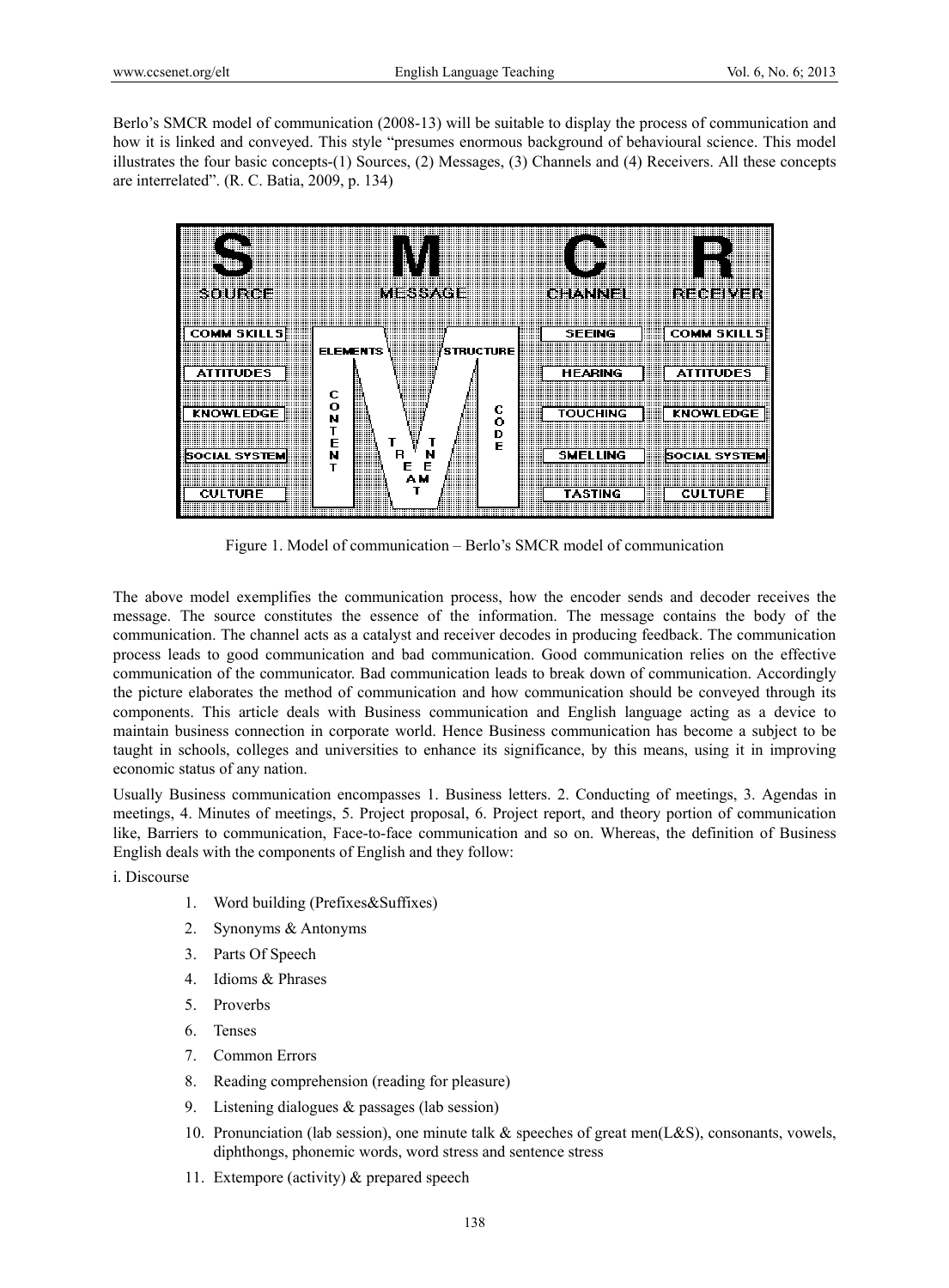Berlo's SMCR model of communication (2008-13) will be suitable to display the process of communication and how it is linked and conveyed. This style "presumes enormous background of behavioural science. This model illustrates the four basic concepts-(1) Sources, (2) Messages, (3) Channels and (4) Receivers. All these concepts are interrelated". (R. C. Batia, 2009, p. 134)

Figure 1. Model of communication – Berlo's SMCR model of communication

The above model exemplifies the communication process, how the encoder sends and decoder receives the message. The source constitutes the essence of the information. The message contains the body of the communication. The channel acts as a catalyst and receiver decodes in producing feedback. The communication process leads to good communication and bad communication. Good communication relies on the effective communication of the communicator. Bad communication leads to break down of communication. Accordingly the picture elaborates the method of communication and how communication should be conveyed through its components. This article deals with Business communication and English language acting as a device to maintain business connection in corporate world. Hence Business communication has become a subject to be taught in schools, colleges and universities to enhance its significance, by this means, using it in improving economic status of any nation.

Usually Business communication encompasses 1. Business letters. 2. Conducting of meetings, 3. Agendas in meetings, 4. Minutes of meetings, 5. Project proposal, 6. Project report, and theory portion of communication like, Barriers to communication, Face-to-face communication and so on. Whereas, the definition of Business English deals with the components of English and they follow:

i. Discourse

1. Word building (Prefixes&Suffixes)
2. Synonyms & Antonyms
3. Parts Of Speech
4. Idioms & Phrases
5. Proverbs
6. Tenses
7. Common Errors
8. Reading comprehension (reading for pleasure)
9. Listening dialogues & passages (lab session)
10. Pronunciation (lab session), one minute talk & speeches of great men(L&S), consonants, vowels, diphthongs, phonemic words, word stress and sentence stress
11. Extempore (activity) & prepared speech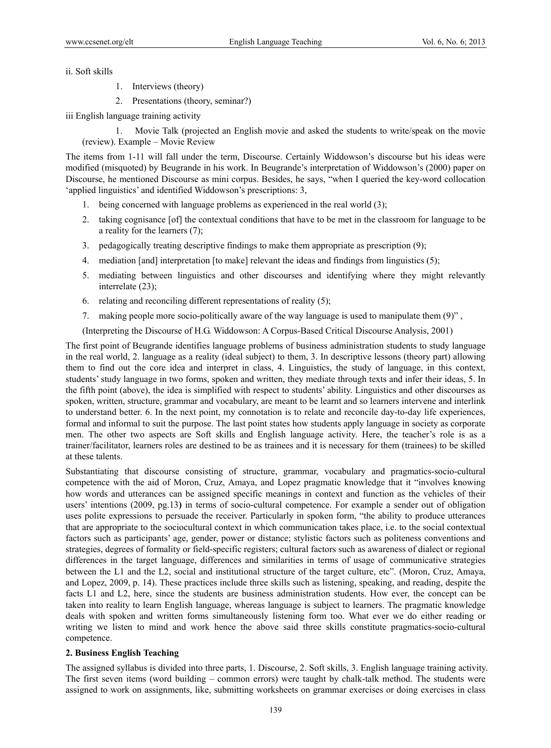ii. Soft skills

1. Interviews (theory)
2. Presentations (theory, seminar?)

iii English language training activity

1. Movie Talk (projected an English movie and asked the students to write/speak on the movie (review). Example – Movie Review

The items from 1-11 will fall under the term, Discourse. Certainly Widdowson's discourse but his ideas were modified (misquoted) by Beugrande in his work. In Beugrande's interpretation of Widdowson's (2000) paper on Discourse, he mentioned Discourse as mini corpus. Besides, he says, "when I queried the key-word collocation 'applied linguistics' and identified Widdowson's prescriptions: 3,

1. being concerned with language problems as experienced in the real world (3);
2. taking cognisance [of] the contextual conditions that have to be met in the classroom for language to be a reality for the learners (7);
3. pedagogically treating descriptive findings to make them appropriate as prescription (9);
4. mediation [and] interpretation [to make] relevant the ideas and findings from linguistics (5);
5. mediating between linguistics and other discourses and identifying where they might relevantly interrelate (23);
6. relating and reconciling different representations of reality (5);
7. making people more socio-politically aware of the way language is used to manipulate them (9)" ,

(Interpreting the Discourse of H.G. Widdowson: A Corpus-Based Critical Discourse Analysis, 2001)

The first point of Beugrande identifies language problems of business administration students to study language in the real world, 2. language as a reality (ideal subject) to them, 3. In descriptive lessons (theory part) allowing them to find out the core idea and interpret in class, 4. Linguistics, the study of language, in this context, students' study language in two forms, spoken and written, they mediate through texts and infer their ideas, 5. In the fifth point (above), the idea is simplified with respect to students' ability. Linguistics and other discourses as spoken, written, structure, grammar and vocabulary, are meant to be learnt and so learners intervene and interlink to understand better. 6. In the next point, my connotation is to relate and reconcile day-to-day life experiences, formal and informal to suit the purpose. The last point states how students apply language in society as corporate men. The other two aspects are Soft skills and English language activity. Here, the teacher's role is as a trainer/facilitator, learners roles are destined to be as trainees and it is necessary for them (trainees) to be skilled at these talents.

Substantiating that discourse consisting of structure, grammar, vocabulary and pragmatics-socio-cultural competence with the aid of Moron, Cruz, Amaya, and Lopez pragmatic knowledge that it "involves knowing how words and utterances can be assigned specific meanings in context and function as the vehicles of their users' intentions (2009, pg.13**)** in terms of socio-cultural competence. For example a sender out of obligation uses polite expressions to persuade the receiver. Particularly in spoken form, "the ability to produce utterances that are appropriate to the sociocultural context in which communication takes place, i.e. to the social contextual factors such as participants' age, gender, power or distance; stylistic factors such as politeness conventions and strategies, degrees of formality or field-specific registers; cultural factors such as awareness of dialect or regional differences in the target language, differences and similarities in terms of usage of communicative strategies between the L1 and the L2, social and institutional structure of the target culture, etc". (Moron, Cruz, Amaya, and Lopez, 2009, p. 14). These practices include three skills such as listening, speaking, and reading, despite the facts L1 and L2, here, since the students are business administration students. How ever, the concept can be taken into reality to learn English language, whereas language is subject to learners. The pragmatic knowledge deals with spoken and written forms simultaneously listening form too. What ever we do either reading or writing we listen to mind and work hence the above said three skills constitute pragmatics-socio-cultural competence.

## 2. Business English Teaching

The assigned syllabus is divided into three parts, 1. Discourse, 2. Soft skills, 3. English language training activity. The first seven items (word building – common errors) were taught by chalk-talk method. The students were assigned to work on assignments, like, submitting worksheets on grammar exercises or doing exercises in class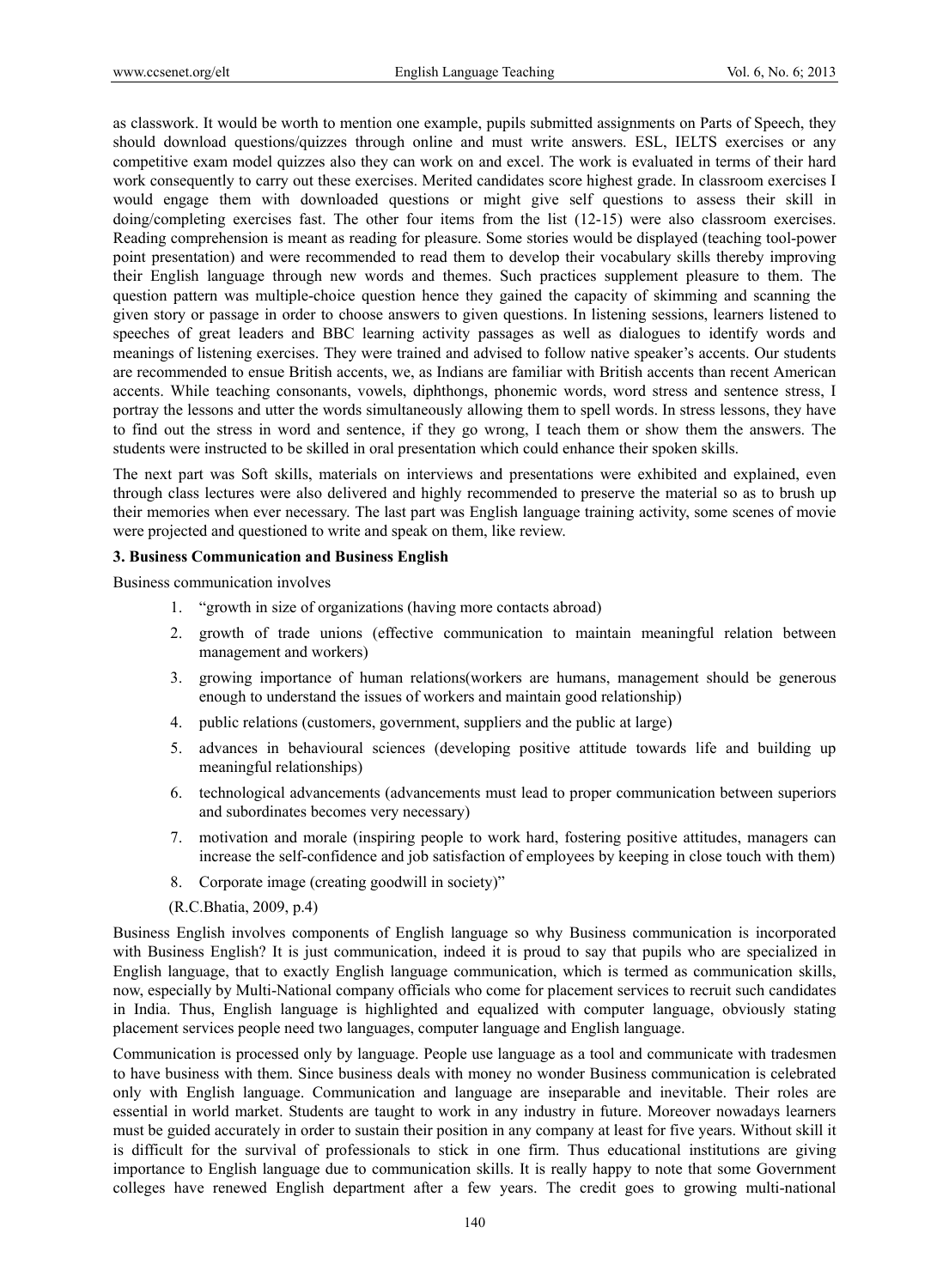as classwork. It would be worth to mention one example, pupils submitted assignments on Parts of Speech, they should download questions/quizzes through online and must write answers. ESL, IELTS exercises or any competitive exam model quizzes also they can work on and excel. The work is evaluated in terms of their hard work consequently to carry out these exercises. Merited candidates score highest grade. In classroom exercises I would engage them with downloaded questions or might give self questions to assess their skill in doing/completing exercises fast. The other four items from the list (12-15) were also classroom exercises. Reading comprehension is meant as reading for pleasure. Some stories would be displayed (teaching tool-power point presentation) and were recommended to read them to develop their vocabulary skills thereby improving their English language through new words and themes. Such practices supplement pleasure to them. The question pattern was multiple-choice question hence they gained the capacity of skimming and scanning the given story or passage in order to choose answers to given questions. In listening sessions, learners listened to speeches of great leaders and BBC learning activity passages as well as dialogues to identify words and meanings of listening exercises. They were trained and advised to follow native speaker's accents. Our students are recommended to ensue British accents, we, as Indians are familiar with British accents than recent American accents. While teaching consonants, vowels, diphthongs, phonemic words, word stress and sentence stress, I portray the lessons and utter the words simultaneously allowing them to spell words. In stress lessons, they have to find out the stress in word and sentence, if they go wrong, I teach them or show them the answers. The students were instructed to be skilled in oral presentation which could enhance their spoken skills.

The next part was Soft skills, materials on interviews and presentations were exhibited and explained, even through class lectures were also delivered and highly recommended to preserve the material so as to brush up their memories when ever necessary. The last part was English language training activity, some scenes of movie were projected and questioned to write and speak on them, like review.

### 3. Business Communication and Business English

Business communication involves

1. "growth in size of organizations (having more contacts abroad)
2. growth of trade unions (effective communication to maintain meaningful relation between management and workers)
3. growing importance of human relations(workers are humans, management should be generous enough to understand the issues of workers and maintain good relationship)
4. public relations (customers, government, suppliers and the public at large)
5. advances in behavioural sciences (developing positive attitude towards life and building up meaningful relationships)
6. technological advancements (advancements must lead to proper communication between superiors and subordinates becomes very necessary)
7. motivation and morale (inspiring people to work hard, fostering positive attitudes, managers can increase the self-confidence and job satisfaction of employees by keeping in close touch with them)
8. Corporate image (creating goodwill in society)"

(R.C.Bhatia, 2009, p.4)

Business English involves components of English language so why Business communication is incorporated with Business English? It is just communication, indeed it is proud to say that pupils who are specialized in English language, that to exactly English language communication, which is termed as communication skills, now, especially by Multi-National company officials who come for placement services to recruit such candidates in India. Thus, English language is highlighted and equalized with computer language, obviously stating placement services people need two languages, computer language and English language.

Communication is processed only by language. People use language as a tool and communicate with tradesmen to have business with them. Since business deals with money no wonder Business communication is celebrated only with English language. Communication and language are inseparable and inevitable. Their roles are essential in world market. Students are taught to work in any industry in future. Moreover nowadays learners must be guided accurately in order to sustain their position in any company at least for five years. Without skill it is difficult for the survival of professionals to stick in one firm. Thus educational institutions are giving importance to English language due to communication skills. It is really happy to note that some Government colleges have renewed English department after a few years. The credit goes to growing multi-national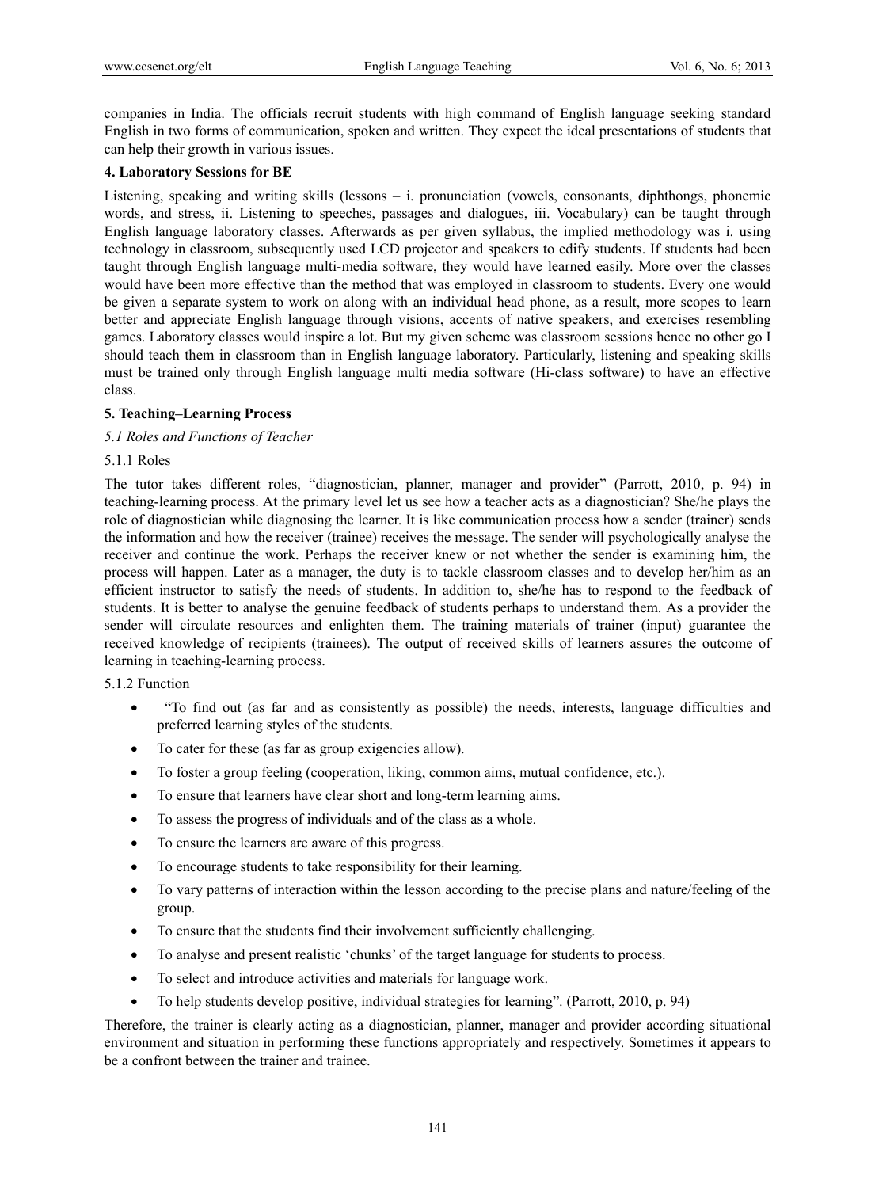companies in India. The officials recruit students with high command of English language seeking standard English in two forms of communication, spoken and written. They expect the ideal presentations of students that can help their growth in various issues.

## 4. Laboratory Sessions for BE

Listening, speaking and writing skills (lessons – i. pronunciation (vowels, consonants, diphthongs, phonemic words, and stress, ii. Listening to speeches, passages and dialogues, iii. Vocabulary) can be taught through English language laboratory classes. Afterwards as per given syllabus, the implied methodology was i. using technology in classroom, subsequently used LCD projector and speakers to edify students. If students had been taught through English language multi-media software, they would have learned easily. More over the classes would have been more effective than the method that was employed in classroom to students. Every one would be given a separate system to work on along with an individual head phone, as a result, more scopes to learn better and appreciate English language through visions, accents of native speakers, and exercises resembling games. Laboratory classes would inspire a lot. But my given scheme was classroom sessions hence no other go I should teach them in classroom than in English language laboratory. Particularly, listening and speaking skills must be trained only through English language multi media software (Hi-class software) to have an effective class.

## 5. Teaching–Learning Process

### *5.1 Roles and Functions of Teacher*

#### 5.1.1 Roles

The tutor takes different roles, "diagnostician, planner, manager and provider" (Parrott, 2010, p. 94) in teaching-learning process. At the primary level let us see how a teacher acts as a diagnostician? She/he plays the role of diagnostician while diagnosing the learner. It is like communication process how a sender (trainer) sends the information and how the receiver (trainee) receives the message. The sender will psychologically analyse the receiver and continue the work. Perhaps the receiver knew or not whether the sender is examining him, the process will happen. Later as a manager, the duty is to tackle classroom classes and to develop her/him as an efficient instructor to satisfy the needs of students. In addition to, she/he has to respond to the feedback of students. It is better to analyse the genuine feedback of students perhaps to understand them. As a provider the sender will circulate resources and enlighten them. The training materials of trainer (input) guarantee the received knowledge of recipients (trainees). The output of received skills of learners assures the outcome of learning in teaching-learning process.

#### 5.1.2 Function

- "To find out (as far and as consistently as possible) the needs, interests, language difficulties and preferred learning styles of the students.
- To cater for these (as far as group exigencies allow).
- To foster a group feeling (cooperation, liking, common aims, mutual confidence, etc.).
- To ensure that learners have clear short and long-term learning aims.
- To assess the progress of individuals and of the class as a whole.
- To ensure the learners are aware of this progress.
- To encourage students to take responsibility for their learning.
- To vary patterns of interaction within the lesson according to the precise plans and nature/feeling of the group.
- To ensure that the students find their involvement sufficiently challenging.
- To analyse and present realistic 'chunks' of the target language for students to process.
- To select and introduce activities and materials for language work.
- To help students develop positive, individual strategies for learning". (Parrott, 2010, p. 94)

Therefore, the trainer is clearly acting as a diagnostician, planner, manager and provider according situational environment and situation in performing these functions appropriately and respectively. Sometimes it appears to be a confront between the trainer and trainee.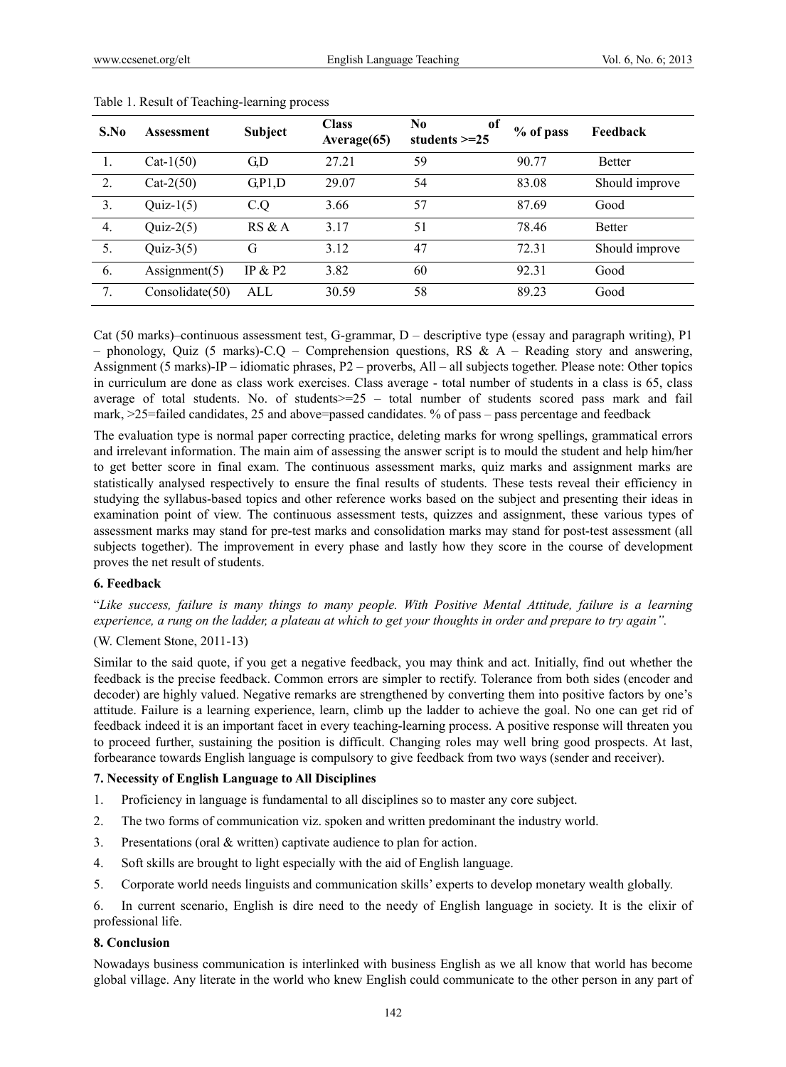Table 1. Result of Teaching-learning process

| S.No | Assessment | Subject | Class Average(65) | No of students >=25 | % of pass | Feedback |
|---|---|---|---|---|---|---|
| 1. | Cat-1(50) | G,D | 27.21 | 59 | 90.77 | Better |
| 2. | Cat-2(50) | G,P1,D | 29.07 | 54 | 83.08 | Should improve |
| 3. | Quiz-1(5) | C.Q | 3.66 | 57 | 87.69 | Good |
| 4. | Quiz-2(5) | RS & A | 3.17 | 51 | 78.46 | Better |
| 5. | Quiz-3(5) | G | 3.12 | 47 | 72.31 | Should improve |
| 6. | Assignment(5) | IP & P2 | 3.82 | 60 | 92.31 | Good |
| 7. | Consolidate(50) | ALL | 30.59 | 58 | 89.23 | Good |

Cat (50 marks)–continuous assessment test, G-grammar, D – descriptive type (essay and paragraph writing), P1 – phonology, Quiz (5 marks)-C.Q – Comprehension questions, RS & A – Reading story and answering, Assignment (5 marks)-IP – idiomatic phrases, P2 – proverbs, All – all subjects together. Please note: Other topics in curriculum are done as class work exercises. Class average - total number of students in a class is 65, class average of total students. No. of students>=25 – total number of students scored pass mark and fail mark, >25=failed candidates, 25 and above=passed candidates. % of pass – pass percentage and feedback

The evaluation type is normal paper correcting practice, deleting marks for wrong spellings, grammatical errors and irrelevant information. The main aim of assessing the answer script is to mould the student and help him/her to get better score in final exam. The continuous assessment marks, quiz marks and assignment marks are statistically analysed respectively to ensure the final results of students. These tests reveal their efficiency in studying the syllabus-based topics and other reference works based on the subject and presenting their ideas in examination point of view. The continuous assessment tests, quizzes and assignment, these various types of assessment marks may stand for pre-test marks and consolidation marks may stand for post-test assessment (all subjects together). The improvement in every phase and lastly how they score in the course of development proves the net result of students.

## 6. Feedback

"*Like success, failure is many things to many people. With Positive Mental Attitude, failure is a learning experience, a rung on the ladder, a plateau at which to get your thoughts in order and prepare to try again".*

(W. Clement Stone, 2011-13)

Similar to the said quote, if you get a negative feedback, you may think and act. Initially, find out whether the feedback is the precise feedback. Common errors are simpler to rectify. Tolerance from both sides (encoder and decoder) are highly valued. Negative remarks are strengthened by converting them into positive factors by one's attitude. Failure is a learning experience, learn, climb up the ladder to achieve the goal. No one can get rid of feedback indeed it is an important facet in every teaching-learning process. A positive response will threaten you to proceed further, sustaining the position is difficult. Changing roles may well bring good prospects. At last, forbearance towards English language is compulsory to give feedback from two ways (sender and receiver).

## 7. Necessity of English Language to All Disciplines

1. Proficiency in language is fundamental to all disciplines so to master any core subject.
2. The two forms of communication viz. spoken and written predominant the industry world.
3. Presentations (oral & written) captivate audience to plan for action.
4. Soft skills are brought to light especially with the aid of English language.
5. Corporate world needs linguists and communication skills' experts to develop monetary wealth globally.
6. In current scenario, English is dire need to the needy of English language in society. It is the elixir of professional life.

## 8. Conclusion

Nowadays business communication is interlinked with business English as we all know that world has become global village. Any literate in the world who knew English could communicate to the other person in any part of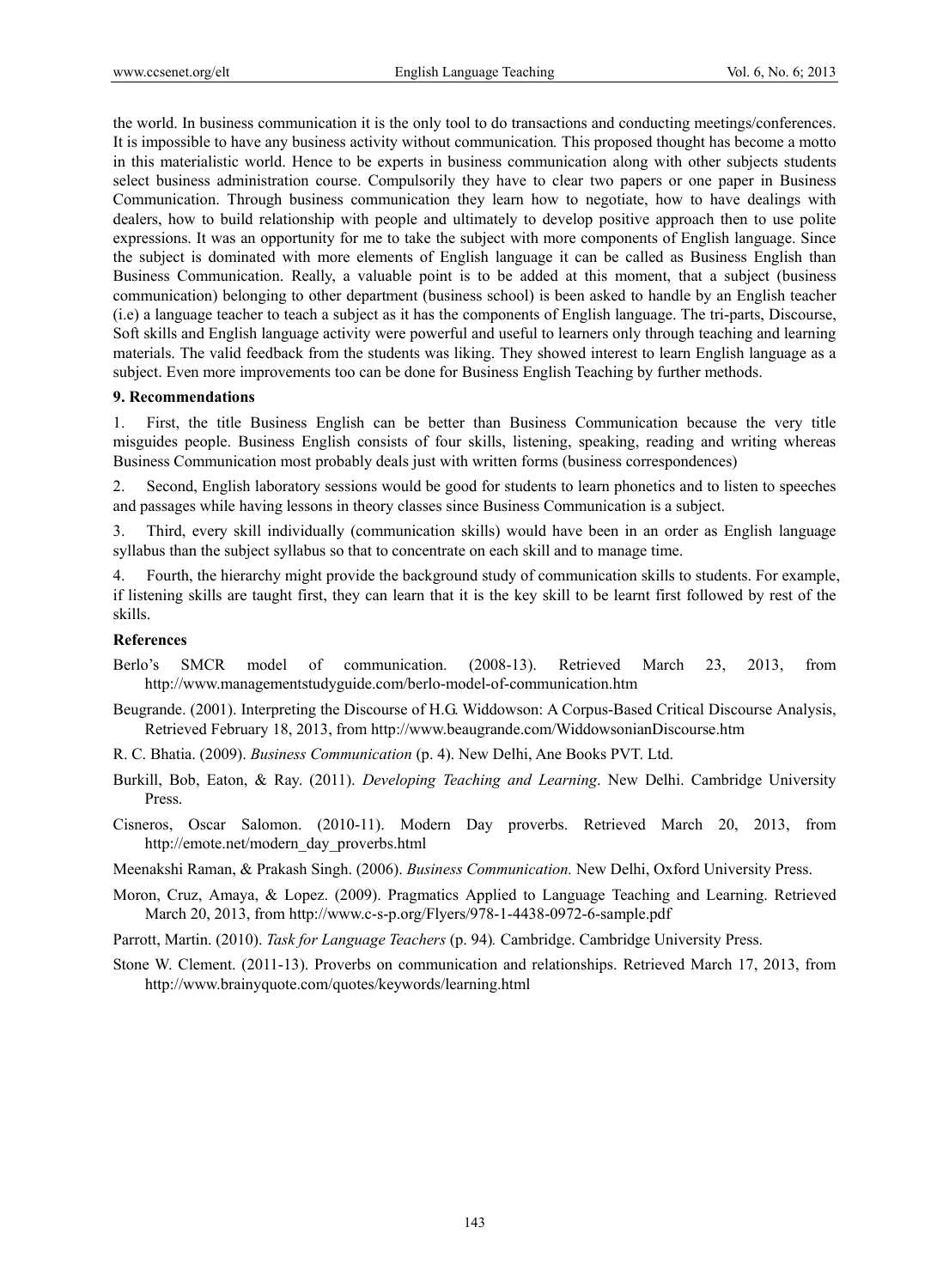the world. In business communication it is the only tool to do transactions and conducting meetings/conferences. It is impossible to have any business activity without communication. This proposed thought has become a motto in this materialistic world. Hence to be experts in business communication along with other subjects students select business administration course. Compulsorily they have to clear two papers or one paper in Business Communication. Through business communication they learn how to negotiate, how to have dealings with dealers, how to build relationship with people and ultimately to develop positive approach then to use polite expressions. It was an opportunity for me to take the subject with more components of English language. Since the subject is dominated with more elements of English language it can be called as Business English than Business Communication. Really, a valuable point is to be added at this moment, that a subject (business communication) belonging to other department (business school) is been asked to handle by an English teacher (i.e) a language teacher to teach a subject as it has the components of English language. The tri-parts, Discourse, Soft skills and English language activity were powerful and useful to learners only through teaching and learning materials. The valid feedback from the students was liking. They showed interest to learn English language as a subject. Even more improvements too can be done for Business English Teaching by further methods.

### 9. Recommendations

1. First, the title Business English can be better than Business Communication because the very title misguides people. Business English consists of four skills, listening, speaking, reading and writing whereas Business Communication most probably deals just with written forms (business correspondences)

2. Second, English laboratory sessions would be good for students to learn phonetics and to listen to speeches and passages while having lessons in theory classes since Business Communication is a subject.

3. Third, every skill individually (communication skills) would have been in an order as English language syllabus than the subject syllabus so that to concentrate on each skill and to manage time.

4. Fourth, the hierarchy might provide the background study of communication skills to students. For example, if listening skills are taught first, they can learn that it is the key skill to be learnt first followed by rest of the skills.

### References

Berlo's SMCR model of communication. (2008-13). Retrieved March 23, 2013, from http://www.managementstudyguide.com/berlo-model-of-communication.htm

Beugrande. (2001). Interpreting the Discourse of H.G. Widdowson: A Corpus-Based Critical Discourse Analysis, Retrieved February 18, 2013, from http://www.beaugrande.com/WiddowsonianDiscourse.htm

R. C. Bhatia. (2009). *Business Communication* (p. 4). New Delhi, Ane Books PVT. Ltd.

Burkill, Bob, Eaton, & Ray. (2011). *Developing Teaching and Learning*. New Delhi. Cambridge University Press.

Cisneros, Oscar Salomon. (2010-11). Modern Day proverbs. Retrieved March 20, 2013, from http://emote.net/modern_day_proverbs.html

Meenakshi Raman, & Prakash Singh. (2006). *Business Communication.* New Delhi, Oxford University Press.

Moron, Cruz, Amaya, & Lopez. (2009). Pragmatics Applied to Language Teaching and Learning. Retrieved March 20, 2013, from http://www.c-s-p.org/Flyers/978-1-4438-0972-6-sample.pdf

Parrott, Martin. (2010). *Task for Language Teachers* (p. 94). Cambridge. Cambridge University Press.

Stone W. Clement. (2011-13). Proverbs on communication and relationships. Retrieved March 17, 2013, from http://www.brainyquote.com/quotes/keywords/learning.html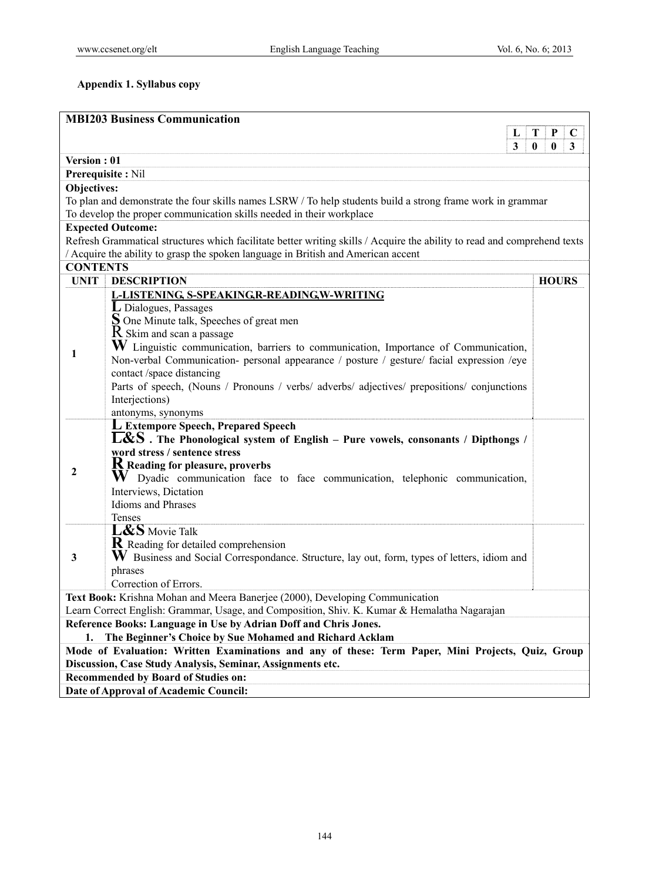**Appendix 1. Syllabus copy**

**MBI203 Business Communication**

| L | T | P | C |
|---|---|---|---|
| 3 | 0 | 0 | 3 |

**Version : 01**

**Prerequisite :** Nil

**Objectives:**

To plan and demonstrate the four skills names LSRW / To help students build a strong frame work in grammar

To develop the proper communication skills needed in their workplace

**Expected Outcome:**

Refresh Grammatical structures which facilitate better writing skills / Acquire the ability to read and comprehend texts / Acquire the ability to grasp the spoken language in British and American accent

**CONTENTS**

| UNIT | DESCRIPTION | HOURS |
|---|---|---|
| 1 | **L-LISTENING, S-SPEAKING,R-READING,W-WRITING**<br>**L** Dialogues, Passages<br>**S** One Minute talk, Speeches of great men<br>**R** Skim and scan a passage<br>**W** Linguistic communication, barriers to communication, Importance of Communication, Non-verbal Communication- personal appearance / posture / gesture/ facial expression /eye contact /space distancing<br>Parts of speech, (Nouns / Pronouns / verbs/ adverbs/ adjectives/ prepositions/ conjunctions Interjections)<br>antonyms, synonyms | |
| 2 | **L Extempore Speech, Prepared Speech**<br>**L&S . The Phonological system of English – Pure vowels, consonants / Dipthongs / word stress / sentence stress**<br>**R Reading for pleasure, proverbs**<br>**W** Dyadic communication face to face communication, telephonic communication, Interviews, Dictation<br>Idioms and Phrases<br>Tenses | |
| 3 | **L&S** Movie Talk<br>**R** Reading for detailed comprehension<br>**W** Business and Social Correspondance. Structure, lay out, form, types of letters, idiom and phrases<br>Correction of Errors. | |

**Text Book:** Krishna Mohan and Meera Banerjee (2000), Developing Communication

Learn Correct English: Grammar, Usage, and Composition, Shiv. K. Kumar & Hemalatha Nagarajan

**Reference Books: Language in Use by Adrian Doff and Chris Jones.**

1. **The Beginner's Choice by Sue Mohamed and Richard Acklam**

**Mode of Evaluation: Written Examinations and any of these: Term Paper, Mini Projects, Quiz, Group Discussion, Case Study Analysis, Seminar, Assignments etc.**

**Recommended by Board of Studies on:**

**Date of Approval of Academic Council:**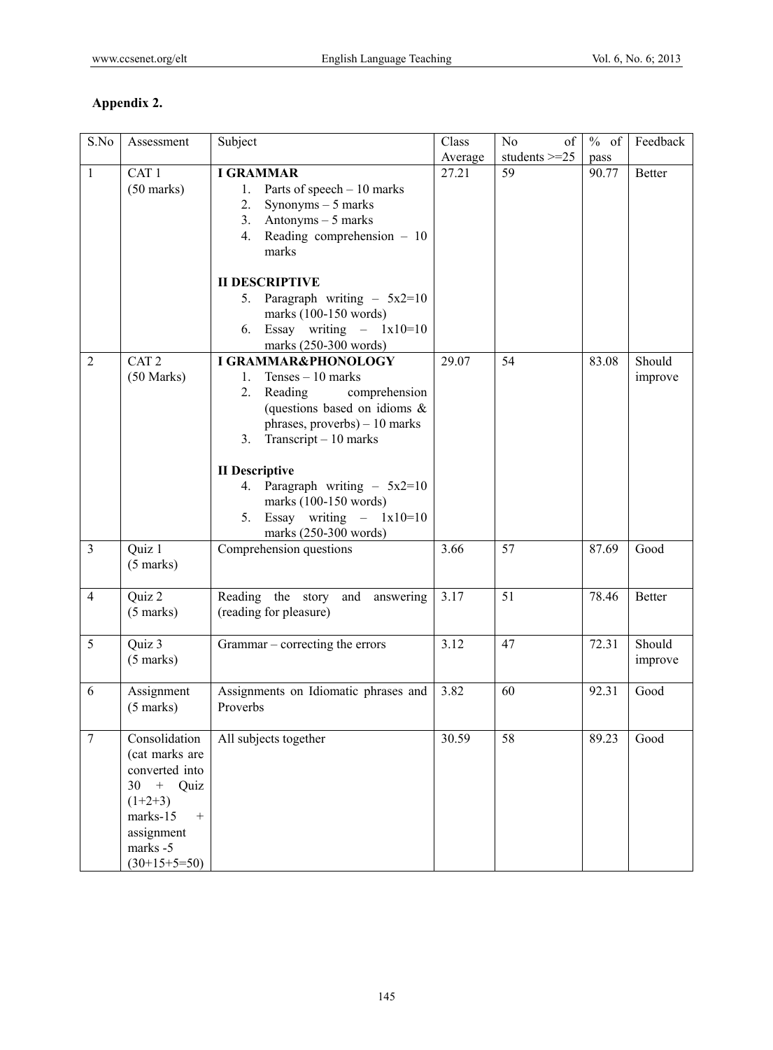### Appendix 2.

| S.No | Assessment | Subject | Class Average | No of students >=25 | % of pass | Feedback |
|---|---|---|---|---|---|---|
| 1 | CAT 1 (50 marks) | **I GRAMMAR**<br>1. Parts of speech – 10 marks<br>2. Synonyms – 5 marks<br>3. Antonyms – 5 marks<br>4. Reading comprehension – 10 marks<br><br>**II DESCRIPTIVE**<br>5. Paragraph writing – 5x2=10 marks (100-150 words)<br>6. Essay writing – 1x10=10 marks (250-300 words) | 27.21 | 59 | 90.77 | Better |
| 2 | CAT 2 (50 Marks) | **I GRAMMAR&PHONOLOGY**<br>1. Tenses – 10 marks<br>2. Reading comprehension (questions based on idioms & phrases, proverbs) – 10 marks<br>3. Transcript – 10 marks<br><br>**II Descriptive**<br>4. Paragraph writing – 5x2=10 marks (100-150 words)<br>5. Essay writing – 1x10=10 marks (250-300 words) | 29.07 | 54 | 83.08 | Should improve |
| 3 | Quiz 1 (5 marks) | Comprehension questions | 3.66 | 57 | 87.69 | Good |
| 4 | Quiz 2 (5 marks) | Reading the story and answering (reading for pleasure) | 3.17 | 51 | 78.46 | Better |
| 5 | Quiz 3 (5 marks) | Grammar – correcting the errors | 3.12 | 47 | 72.31 | Should improve |
| 6 | Assignment (5 marks) | Assignments on Idiomatic phrases and Proverbs | 3.82 | 60 | 92.31 | Good |
| 7 | Consolidation (cat marks are converted into 30 + Quiz (1+2+3) marks-15 + assignment marks -5 (30+15+5=50) | All subjects together | 30.59 | 58 | 89.23 | Good |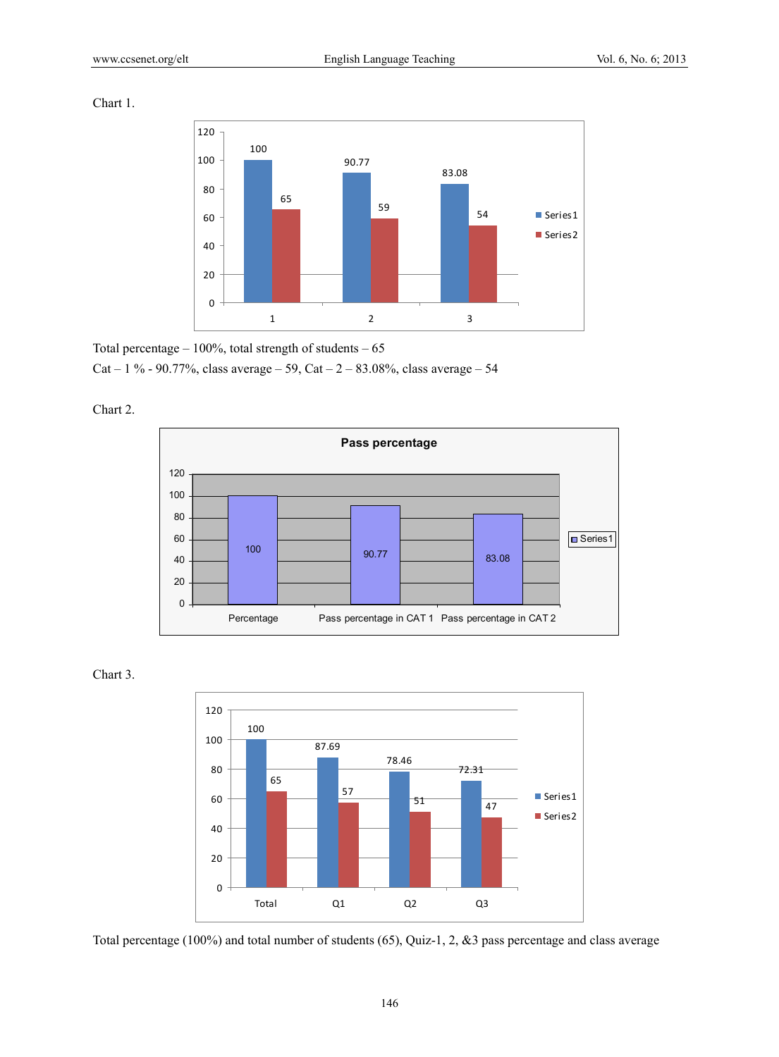Chart 1.

| | Series1 | Series2 |
|---|---|---|
| 1 | 100 | 65 |
| 2 | 90.77 | 59 |
| 3 | 83.08 | 54 |

Total percentage – 100%, total strength of students – 65

Cat – 1 % - 90.77%, class average – 59, Cat – 2 – 83.08%, class average – 54

Chart 2.

**Pass percentage**

| | Series1 |
|---|---|
| Percentage | 100 |
| Pass percentage in CAT 1 | 90.77 |
| Pass percentage in CAT 2 | 83.08 |

Chart 3.

| | Series1 | Series2 |
|---|---|---|
| Total | 100 | 65 |
| Q1 | 87.69 | 57 |
| Q2 | 78.46 | 51 |
| Q3 | 72.31 | 47 |

Total percentage (100%) and total number of students (65), Quiz-1, 2, &3 pass percentage and class average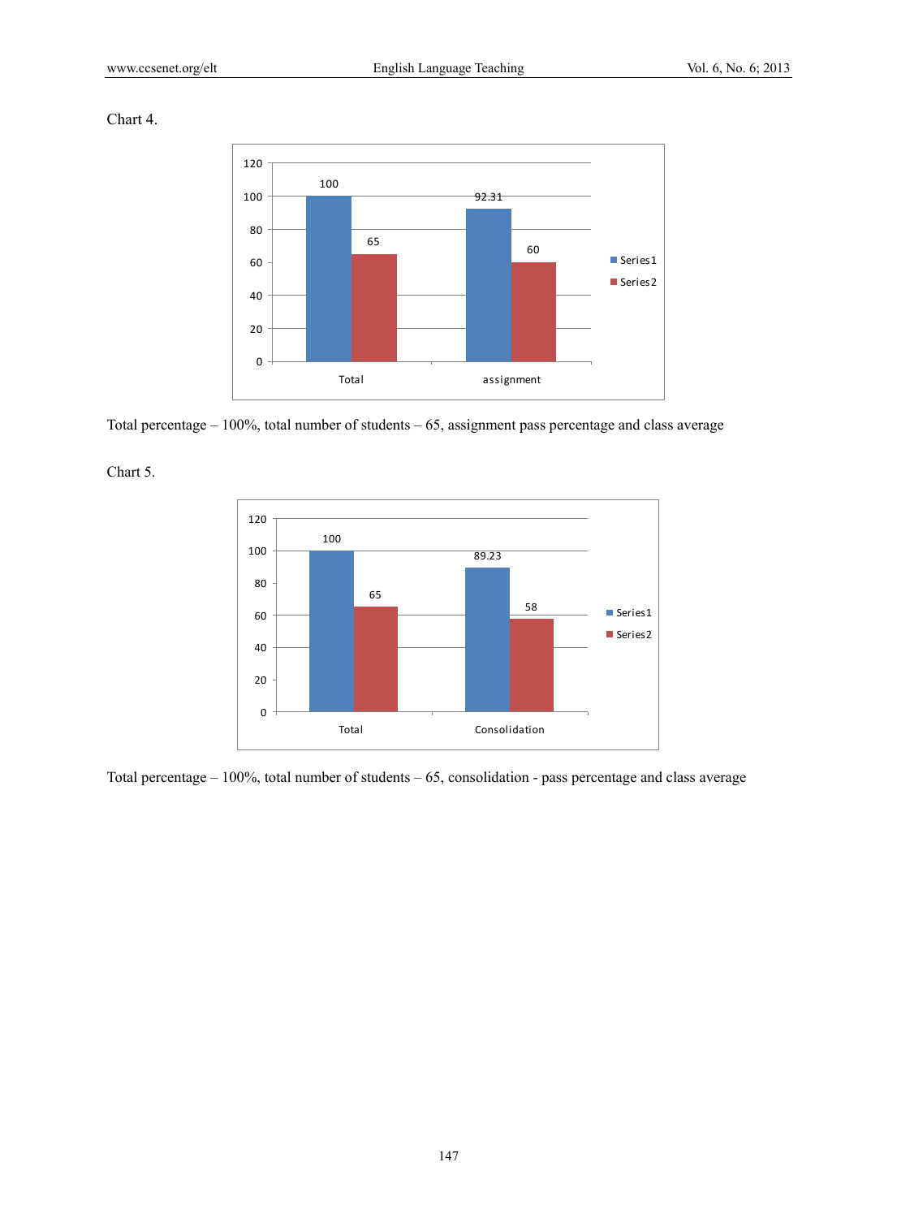Chart 4.

120
100
80
60
40
20
0

100
65
92.31
60

Total
assignment

Series1
Series2

Total percentage – 100%, total number of students – 65, assignment pass percentage and class average

Chart 5.

120
100
80
60
40
20
0

100
65
89.23
58

Total
Consolidation

Series1
Series2

Total percentage – 100%, total number of students – 65, consolidation - pass percentage and class average